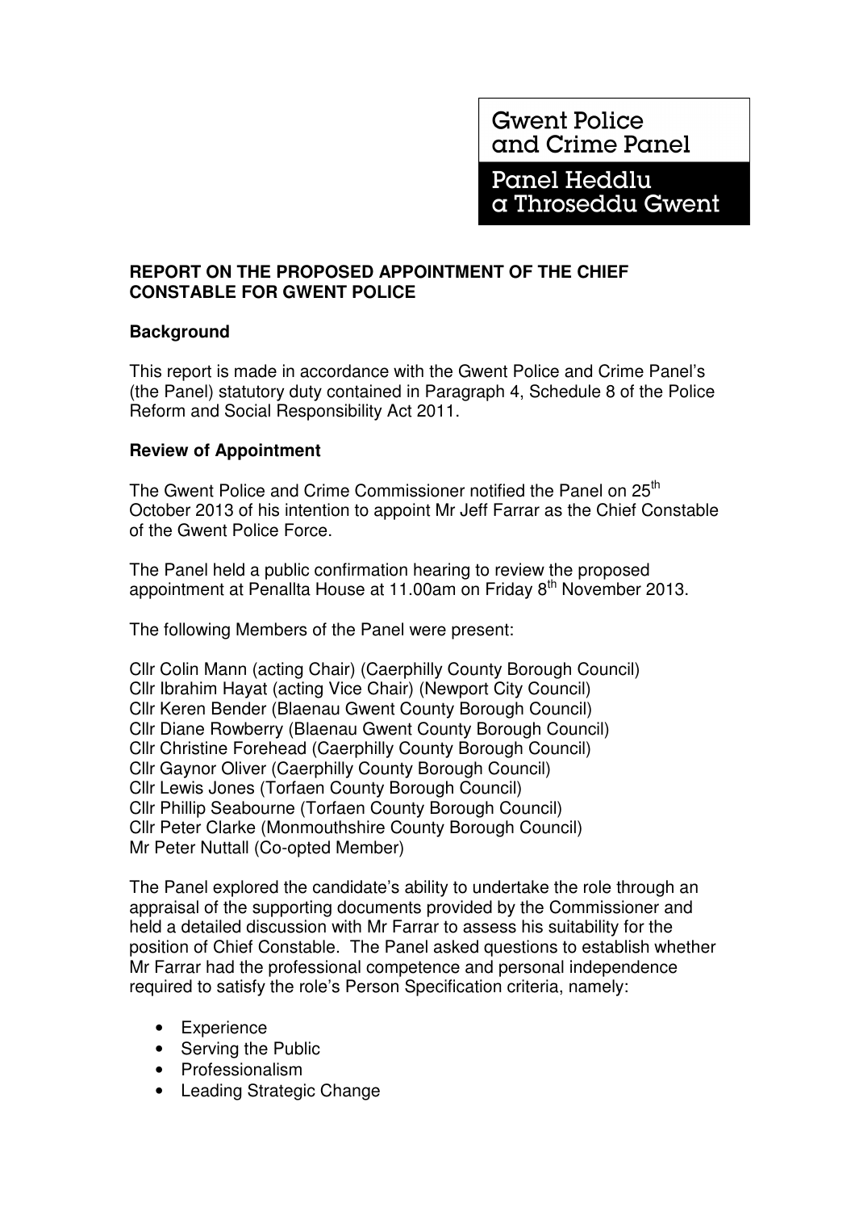Gwent Police and Crime Panel

Panel Heddlu a Throseddu Gwent

**REPORT ON THE PROPOSED APPOINTMENT OF THE CHIEF CONSTABLE FOR GWENT POLICE**

**Background**

This report is made in accordance with the Gwent Police and Crime Panel's (the Panel) statutory duty contained in Paragraph 4, Schedule 8 of the Police Reform and Social Responsibility Act 2011.

**Review of Appointment**

The Gwent Police and Crime Commissioner notified the Panel on 25th October 2013 of his intention to appoint Mr Jeff Farrar as the Chief Constable of the Gwent Police Force.

The Panel held a public confirmation hearing to review the proposed appointment at Penallta House at 11.00am on Friday 8th November 2013.

The following Members of the Panel were present:

Cllr Colin Mann (acting Chair) (Caerphilly County Borough Council)
Cllr Ibrahim Hayat (acting Vice Chair) (Newport City Council)
Cllr Keren Bender (Blaenau Gwent County Borough Council)
Cllr Diane Rowberry (Blaenau Gwent County Borough Council)
Cllr Christine Forehead (Caerphilly County Borough Council)
Cllr Gaynor Oliver (Caerphilly County Borough Council)
Cllr Lewis Jones (Torfaen County Borough Council)
Cllr Phillip Seabourne (Torfaen County Borough Council)
Cllr Peter Clarke (Monmouthshire County Borough Council)
Mr Peter Nuttall (Co-opted Member)

The Panel explored the candidate's ability to undertake the role through an appraisal of the supporting documents provided by the Commissioner and held a detailed discussion with Mr Farrar to assess his suitability for the position of Chief Constable. The Panel asked questions to establish whether Mr Farrar had the professional competence and personal independence required to satisfy the role's Person Specification criteria, namely:

- Experience
- Serving the Public
- Professionalism
- Leading Strategic Change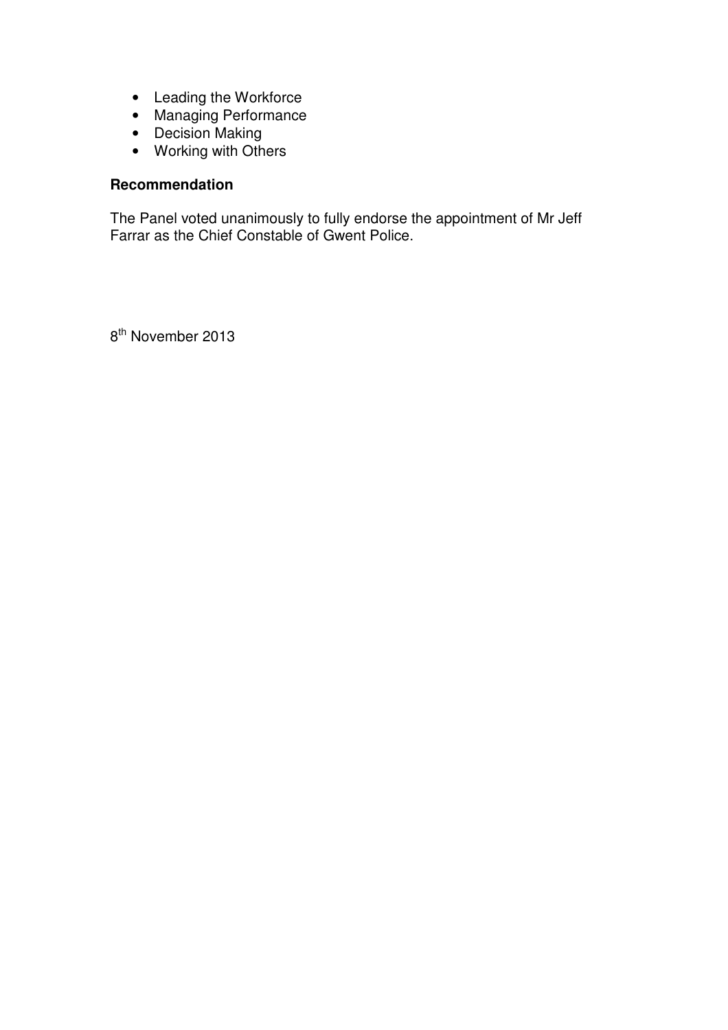- Leading the Workforce
- Managing Performance
- Decision Making
- Working with Others

**Recommendation**

The Panel voted unanimously to fully endorse the appointment of Mr Jeff Farrar as the Chief Constable of Gwent Police.

8th November 2013